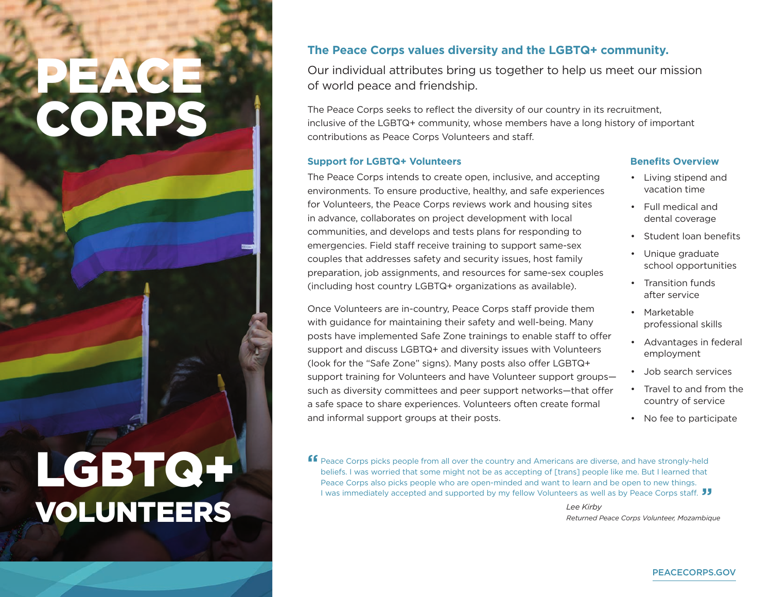# PEACE CORPS

# LGBTQ+ VOLUNTEERS

## The Peace Corps values diversity and the LGBTQ+ community.

Our individual attributes bring us together to help us meet our mission of world peace and friendship.

The Peace Corps seeks to reflect the diversity of our country in its recruitment, inclusive of the LGBTQ+ community, whose members have a long history of important contributions as Peace Corps Volunteers and staff.

### Support for LGBTQ+ Volunteers

The Peace Corps intends to create open, inclusive, and accepting environments. To ensure productive, healthy, and safe experiences for Volunteers, the Peace Corps reviews work and housing sites in advance, collaborates on project development with local communities, and develops and tests plans for responding to emergencies. Field staff receive training to support same-sex couples that addresses safety and security issues, host family preparation, job assignments, and resources for same-sex couples (including host country LGBTQ+ organizations as available).

Once Volunteers are in-country, Peace Corps staff provide them with guidance for maintaining their safety and well-being. Many posts have implemented Safe Zone trainings to enable staff to offer support and discuss LGBTQ+ and diversity issues with Volunteers (look for the "Safe Zone" signs). Many posts also offer LGBTQ+ support training for Volunteers and have Volunteer support groups—such as diversity committees and peer support networks—that offer a safe space to share experiences. Volunteers often create formal and informal support groups at their posts.

### Benefits Overview

- Living stipend and vacation time
- Full medical and dental coverage
- Student loan benefits
- Unique graduate school opportunities
- Transition funds after service
- Marketable professional skills
- Advantages in federal employment
- Job search services
- Travel to and from the country of service
- No fee to participate

> "Peace Corps picks people from all over the country and Americans are diverse, and have strongly-held beliefs. I was worried that some might not be as accepting of [trans] people like me. But I learned that Peace Corps also picks people who are open-minded and want to learn and be open to new things. I was immediately accepted and supported by my fellow Volunteers as well as by Peace Corps staff."
>
> *Lee Kirby*
> *Returned Peace Corps Volunteer, Mozambique*

PEACECORPS.GOV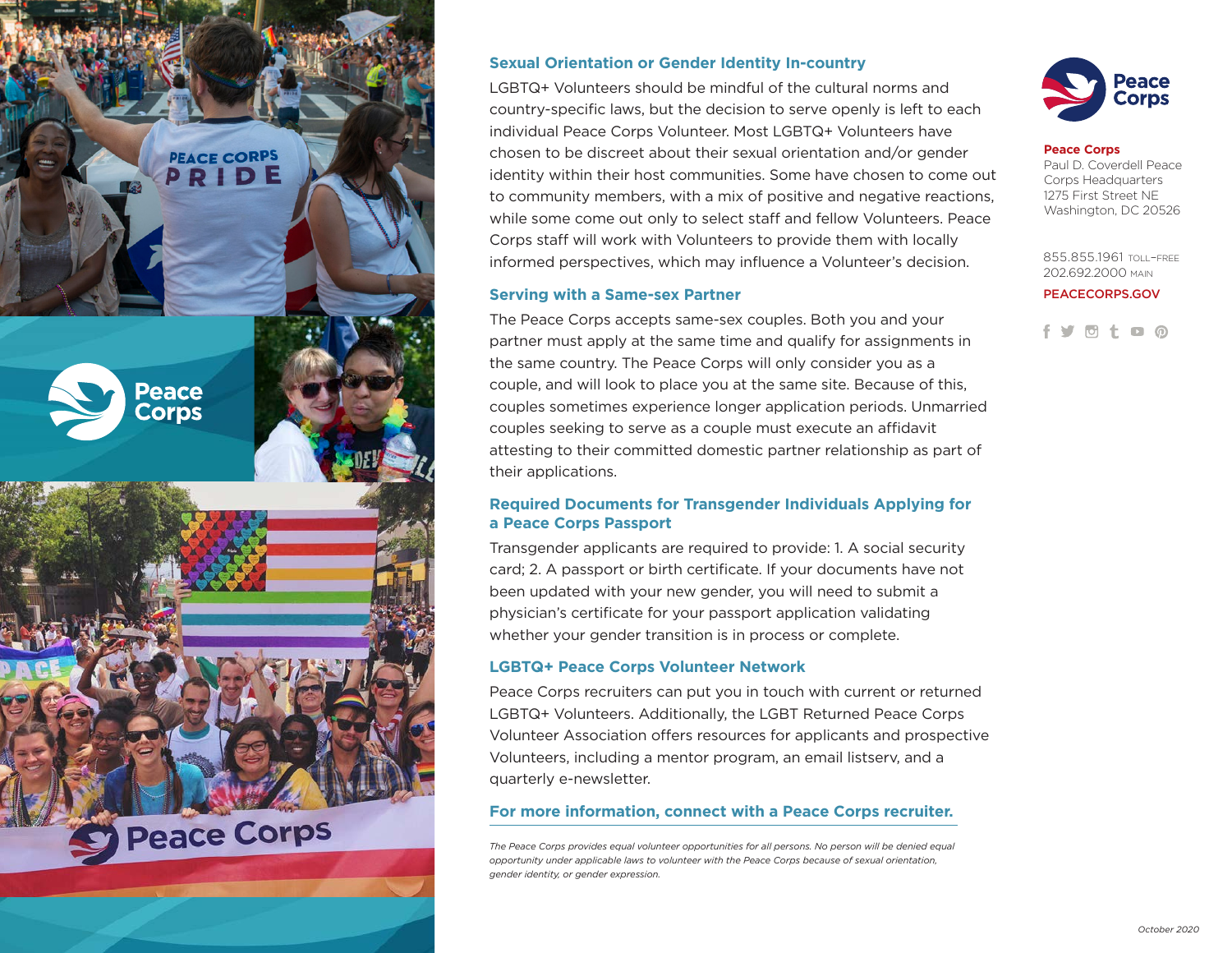## Sexual Orientation or Gender Identity In-country

LGBTQ+ Volunteers should be mindful of the cultural norms and country-specific laws, but the decision to serve openly is left to each individual Peace Corps Volunteer. Most LGBTQ+ Volunteers have chosen to be discreet about their sexual orientation and/or gender identity within their host communities. Some have chosen to come out to community members, with a mix of positive and negative reactions, while some come out only to select staff and fellow Volunteers. Peace Corps staff will work with Volunteers to provide them with locally informed perspectives, which may influence a Volunteer's decision.

## Serving with a Same-sex Partner

The Peace Corps accepts same-sex couples. Both you and your partner must apply at the same time and qualify for assignments in the same country. The Peace Corps will only consider you as a couple, and will look to place you at the same site. Because of this, couples sometimes experience longer application periods. Unmarried couples seeking to serve as a couple must execute an affidavit attesting to their committed domestic partner relationship as part of their applications.

## Required Documents for Transgender Individuals Applying for a Peace Corps Passport

Transgender applicants are required to provide: 1. A social security card; 2. A passport or birth certificate. If your documents have not been updated with your new gender, you will need to submit a physician's certificate for your passport application validating whether your gender transition is in process or complete.

## LGBTQ+ Peace Corps Volunteer Network

Peace Corps recruiters can put you in touch with current or returned LGBTQ+ Volunteers. Additionally, the LGBT Returned Peace Corps Volunteer Association offers resources for applicants and prospective Volunteers, including a mentor program, an email listserv, and a quarterly e-newsletter.

**For more information, connect with a Peace Corps recruiter.**

*The Peace Corps provides equal volunteer opportunities for all persons. No person will be denied equal opportunity under applicable laws to volunteer with the Peace Corps because of sexual orientation, gender identity, or gender expression.*

**Peace Corps**
Paul D. Coverdell Peace Corps Headquarters
1275 First Street NE
Washington, DC 20526

855.855.1961 TOLL-FREE
202.692.2000 MAIN

PEACECORPS.GOV

*October 2020*